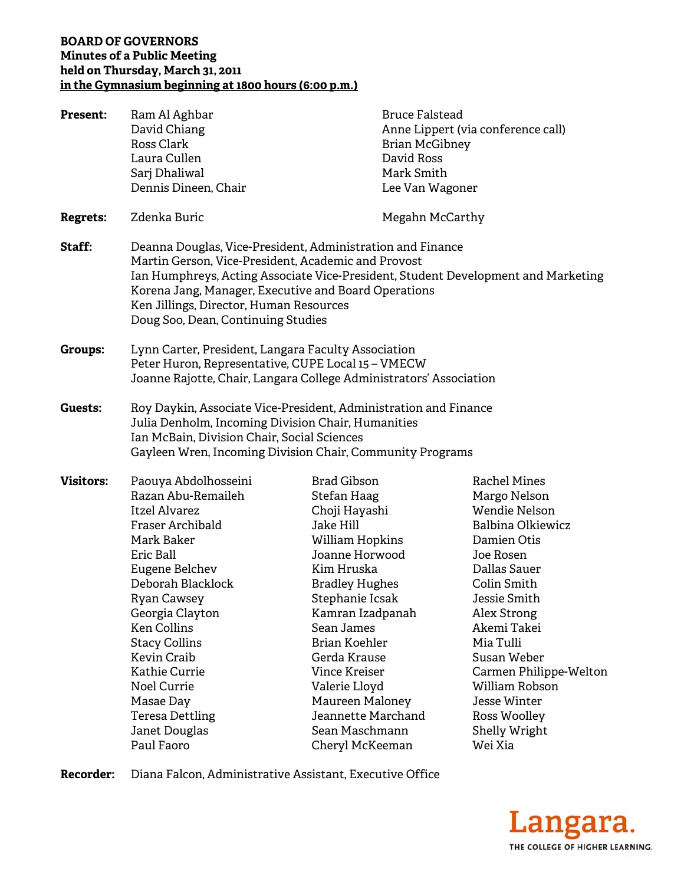**BOARD OF GOVERNORS**
**Minutes of a Public Meeting**
**held on Thursday, March 31, 2011**
**in the Gymnasium beginning at 1800 hours (6:00 p.m.)**

**Present:**
Ram Al Aghbar
David Chiang
Ross Clark
Laura Cullen
Sarj Dhaliwal
Dennis Dineen, Chair
Bruce Falstead
Anne Lippert (via conference call)
Brian McGibney
David Ross
Mark Smith
Lee Van Wagoner

**Regrets:**
Zdenka Buric
Megahn McCarthy

**Staff:**
Deanna Douglas, Vice-President, Administration and Finance
Martin Gerson, Vice-President, Academic and Provost
Ian Humphreys, Acting Associate Vice-President, Student Development and Marketing
Korena Jang, Manager, Executive and Board Operations
Ken Jillings, Director, Human Resources
Doug Soo, Dean, Continuing Studies

**Groups:**
Lynn Carter, President, Langara Faculty Association
Peter Huron, Representative, CUPE Local 15 – VMECW
Joanne Rajotte, Chair, Langara College Administrators' Association

**Guests:**
Roy Daykin, Associate Vice-President, Administration and Finance
Julia Denholm, Incoming Division Chair, Humanities
Ian McBain, Division Chair, Social Sciences
Gayleen Wren, Incoming Division Chair, Community Programs

**Visitors:**
Paouya Abdolhosseini
Razan Abu-Remaileh
Itzel Alvarez
Fraser Archibald
Mark Baker
Eric Ball
Eugene Belchev
Deborah Blacklock
Ryan Cawsey
Georgia Clayton
Ken Collins
Stacy Collins
Kevin Craib
Kathie Currie
Noel Currie
Masae Day
Teresa Dettling
Janet Douglas
Paul Faoro
Brad Gibson
Stefan Haag
Choji Hayashi
Jake Hill
William Hopkins
Joanne Horwood
Kim Hruska
Bradley Hughes
Stephanie Icsak
Kamran Izadpanah
Sean James
Brian Koehler
Gerda Krause
Vince Kreiser
Valerie Lloyd
Maureen Maloney
Jeannette Marchand
Sean Maschmann
Cheryl McKeeman
Rachel Mines
Margo Nelson
Wendie Nelson
Balbina Olkiewicz
Damien Otis
Joe Rosen
Dallas Sauer
Colin Smith
Jessie Smith
Alex Strong
Akemi Takei
Mia Tulli
Susan Weber
Carmen Philippe-Welton
William Robson
Jesse Winter
Ross Woolley
Shelly Wright
Wei Xia

**Recorder:** Diana Falcon, Administrative Assistant, Executive Office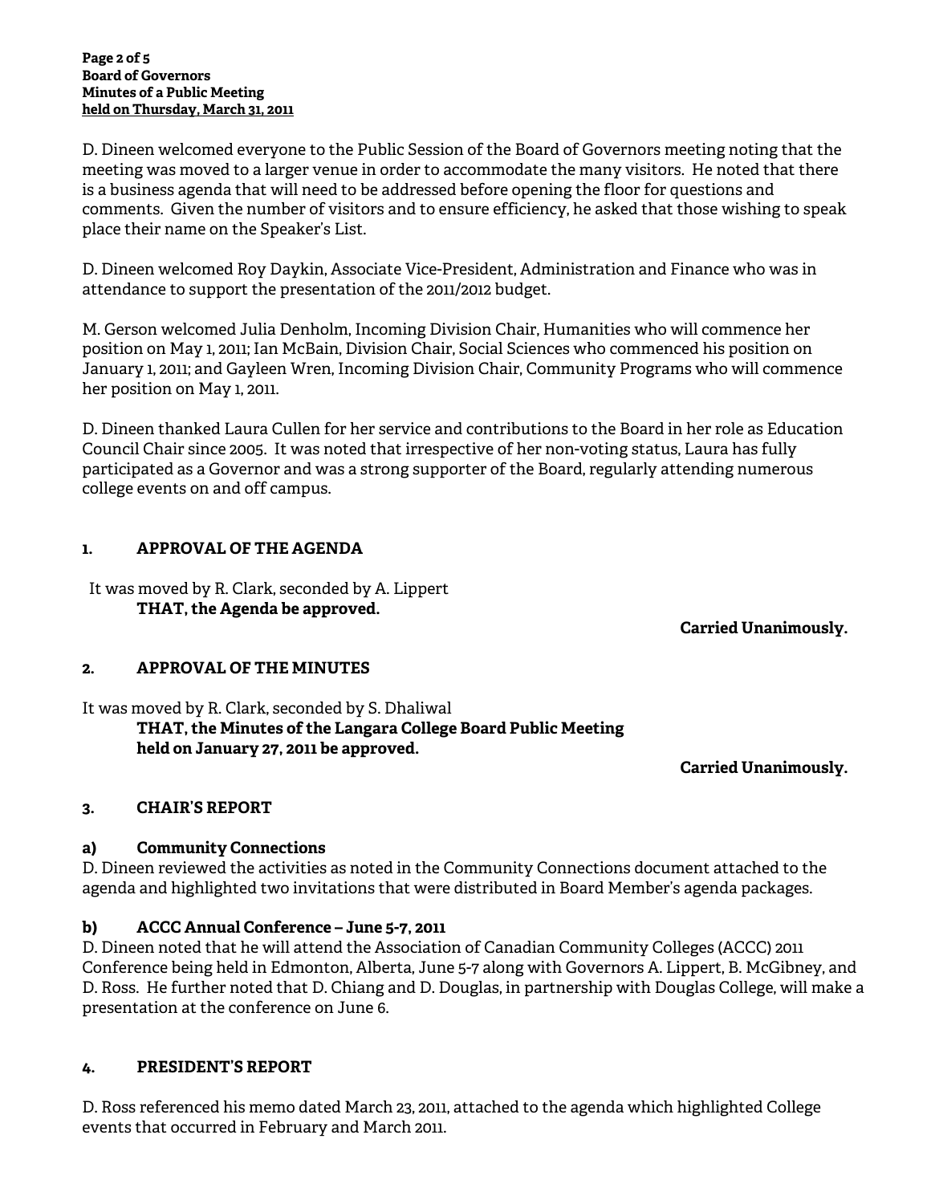D. Dineen welcomed everyone to the Public Session of the Board of Governors meeting noting that the meeting was moved to a larger venue in order to accommodate the many visitors. He noted that there is a business agenda that will need to be addressed before opening the floor for questions and comments. Given the number of visitors and to ensure efficiency, he asked that those wishing to speak place their name on the Speaker's List.

D. Dineen welcomed Roy Daykin, Associate Vice-President, Administration and Finance who was in attendance to support the presentation of the 2011/2012 budget.

M. Gerson welcomed Julia Denholm, Incoming Division Chair, Humanities who will commence her position on May 1, 2011; Ian McBain, Division Chair, Social Sciences who commenced his position on January 1, 2011; and Gayleen Wren, Incoming Division Chair, Community Programs who will commence her position on May 1, 2011.

D. Dineen thanked Laura Cullen for her service and contributions to the Board in her role as Education Council Chair since 2005. It was noted that irrespective of her non-voting status, Laura has fully participated as a Governor and was a strong supporter of the Board, regularly attending numerous college events on and off campus.

## 1. APPROVAL OF THE AGENDA

It was moved by R. Clark, seconded by A. Lippert

**THAT, the Agenda be approved.**

**Carried Unanimously.**

## 2. APPROVAL OF THE MINUTES

It was moved by R. Clark, seconded by S. Dhaliwal

**THAT, the Minutes of the Langara College Board Public Meeting held on January 27, 2011 be approved.**

**Carried Unanimously.**

## 3. CHAIR'S REPORT

### a) Community Connections

D. Dineen reviewed the activities as noted in the Community Connections document attached to the agenda and highlighted two invitations that were distributed in Board Member's agenda packages.

### b) ACCC Annual Conference – June 5-7, 2011

D. Dineen noted that he will attend the Association of Canadian Community Colleges (ACCC) 2011 Conference being held in Edmonton, Alberta, June 5-7 along with Governors A. Lippert, B. McGibney, and D. Ross. He further noted that D. Chiang and D. Douglas, in partnership with Douglas College, will make a presentation at the conference on June 6.

## 4. PRESIDENT'S REPORT

D. Ross referenced his memo dated March 23, 2011, attached to the agenda which highlighted College events that occurred in February and March 2011.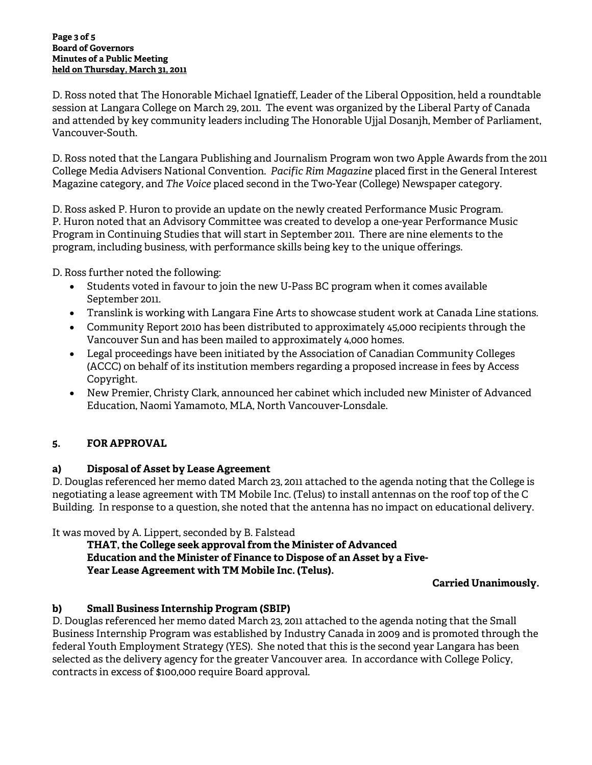D. Ross noted that The Honorable Michael Ignatieff, Leader of the Liberal Opposition, held a roundtable session at Langara College on March 29, 2011. The event was organized by the Liberal Party of Canada and attended by key community leaders including The Honorable Ujjal Dosanjh, Member of Parliament, Vancouver-South.

D. Ross noted that the Langara Publishing and Journalism Program won two Apple Awards from the 2011 College Media Advisers National Convention. *Pacific Rim Magazine* placed first in the General Interest Magazine category, and *The Voice* placed second in the Two-Year (College) Newspaper category.

D. Ross asked P. Huron to provide an update on the newly created Performance Music Program. P. Huron noted that an Advisory Committee was created to develop a one-year Performance Music Program in Continuing Studies that will start in September 2011. There are nine elements to the program, including business, with performance skills being key to the unique offerings.

D. Ross further noted the following:

- Students voted in favour to join the new U-Pass BC program when it comes available September 2011.
- Translink is working with Langara Fine Arts to showcase student work at Canada Line stations.
- Community Report 2010 has been distributed to approximately 45,000 recipients through the Vancouver Sun and has been mailed to approximately 4,000 homes.
- Legal proceedings have been initiated by the Association of Canadian Community Colleges (ACCC) on behalf of its institution members regarding a proposed increase in fees by Access Copyright.
- New Premier, Christy Clark, announced her cabinet which included new Minister of Advanced Education, Naomi Yamamoto, MLA, North Vancouver-Lonsdale.

## 5. FOR APPROVAL

### a) Disposal of Asset by Lease Agreement

D. Douglas referenced her memo dated March 23, 2011 attached to the agenda noting that the College is negotiating a lease agreement with TM Mobile Inc. (Telus) to install antennas on the roof top of the C Building. In response to a question, she noted that the antenna has no impact on educational delivery.

It was moved by A. Lippert, seconded by B. Falstead

**THAT, the College seek approval from the Minister of Advanced Education and the Minister of Finance to Dispose of an Asset by a Five-Year Lease Agreement with TM Mobile Inc. (Telus).**

**Carried Unanimously.**

### b) Small Business Internship Program (SBIP)

D. Douglas referenced her memo dated March 23, 2011 attached to the agenda noting that the Small Business Internship Program was established by Industry Canada in 2009 and is promoted through the federal Youth Employment Strategy (YES). She noted that this is the second year Langara has been selected as the delivery agency for the greater Vancouver area. In accordance with College Policy, contracts in excess of $100,000 require Board approval.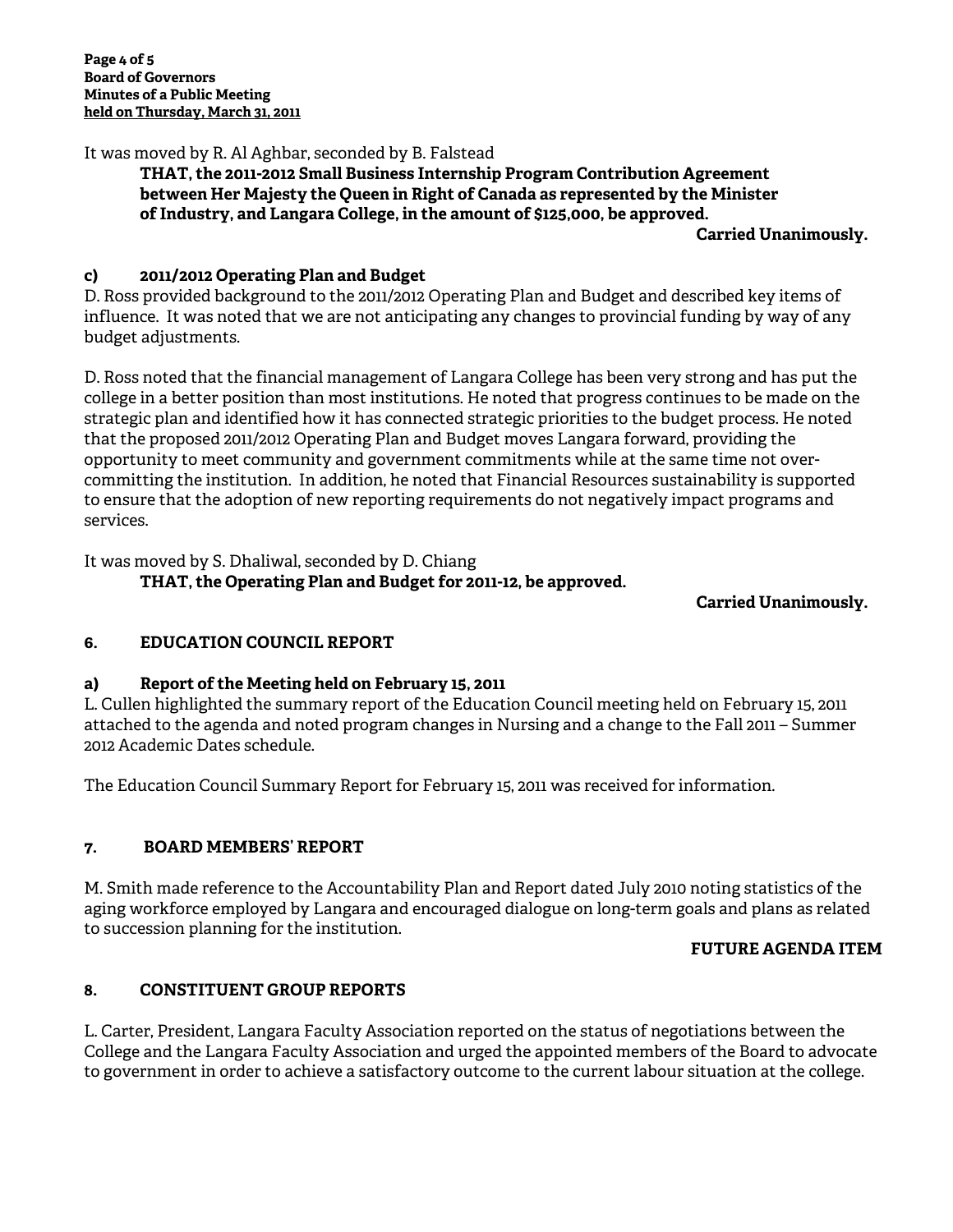It was moved by R. Al Aghbar, seconded by B. Falstead

**THAT, the 2011-2012 Small Business Internship Program Contribution Agreement between Her Majesty the Queen in Right of Canada as represented by the Minister of Industry, and Langara College, in the amount of $125,000, be approved.**

**Carried Unanimously.**

### c) 2011/2012 Operating Plan and Budget

D. Ross provided background to the 2011/2012 Operating Plan and Budget and described key items of influence. It was noted that we are not anticipating any changes to provincial funding by way of any budget adjustments.

D. Ross noted that the financial management of Langara College has been very strong and has put the college in a better position than most institutions. He noted that progress continues to be made on the strategic plan and identified how it has connected strategic priorities to the budget process. He noted that the proposed 2011/2012 Operating Plan and Budget moves Langara forward, providing the opportunity to meet community and government commitments while at the same time not over-committing the institution. In addition, he noted that Financial Resources sustainability is supported to ensure that the adoption of new reporting requirements do not negatively impact programs and services.

It was moved by S. Dhaliwal, seconded by D. Chiang

**THAT, the Operating Plan and Budget for 2011-12, be approved.**

**Carried Unanimously.**

## 6. EDUCATION COUNCIL REPORT

### a) Report of the Meeting held on February 15, 2011

L. Cullen highlighted the summary report of the Education Council meeting held on February 15, 2011 attached to the agenda and noted program changes in Nursing and a change to the Fall 2011 – Summer 2012 Academic Dates schedule.

The Education Council Summary Report for February 15, 2011 was received for information.

## 7. BOARD MEMBERS' REPORT

M. Smith made reference to the Accountability Plan and Report dated July 2010 noting statistics of the aging workforce employed by Langara and encouraged dialogue on long-term goals and plans as related to succession planning for the institution.

**FUTURE AGENDA ITEM**

## 8. CONSTITUENT GROUP REPORTS

L. Carter, President, Langara Faculty Association reported on the status of negotiations between the College and the Langara Faculty Association and urged the appointed members of the Board to advocate to government in order to achieve a satisfactory outcome to the current labour situation at the college.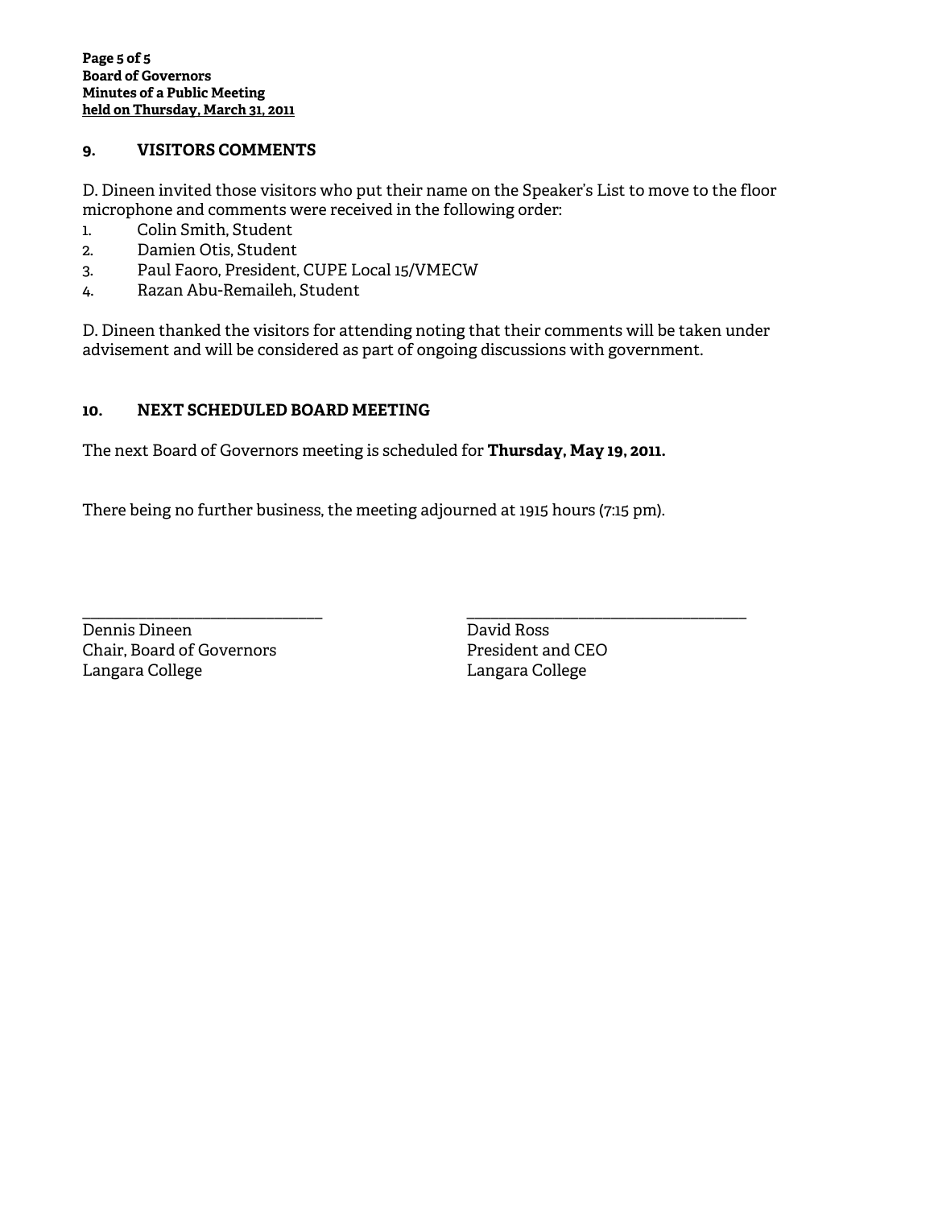## 9. VISITORS COMMENTS

D. Dineen invited those visitors who put their name on the Speaker's List to move to the floor microphone and comments were received in the following order:

1. Colin Smith, Student
2. Damien Otis, Student
3. Paul Faoro, President, CUPE Local 15/VMECW
4. Razan Abu-Remaileh, Student

D. Dineen thanked the visitors for attending noting that their comments will be taken under advisement and will be considered as part of ongoing discussions with government.

## 10. NEXT SCHEDULED BOARD MEETING

The next Board of Governors meeting is scheduled for **Thursday, May 19, 2011.**

There being no further business, the meeting adjourned at 1915 hours (7:15 pm).

_______________________________
Dennis Dineen
Chair, Board of Governors
Langara College

_______________________________
David Ross
President and CEO
Langara College